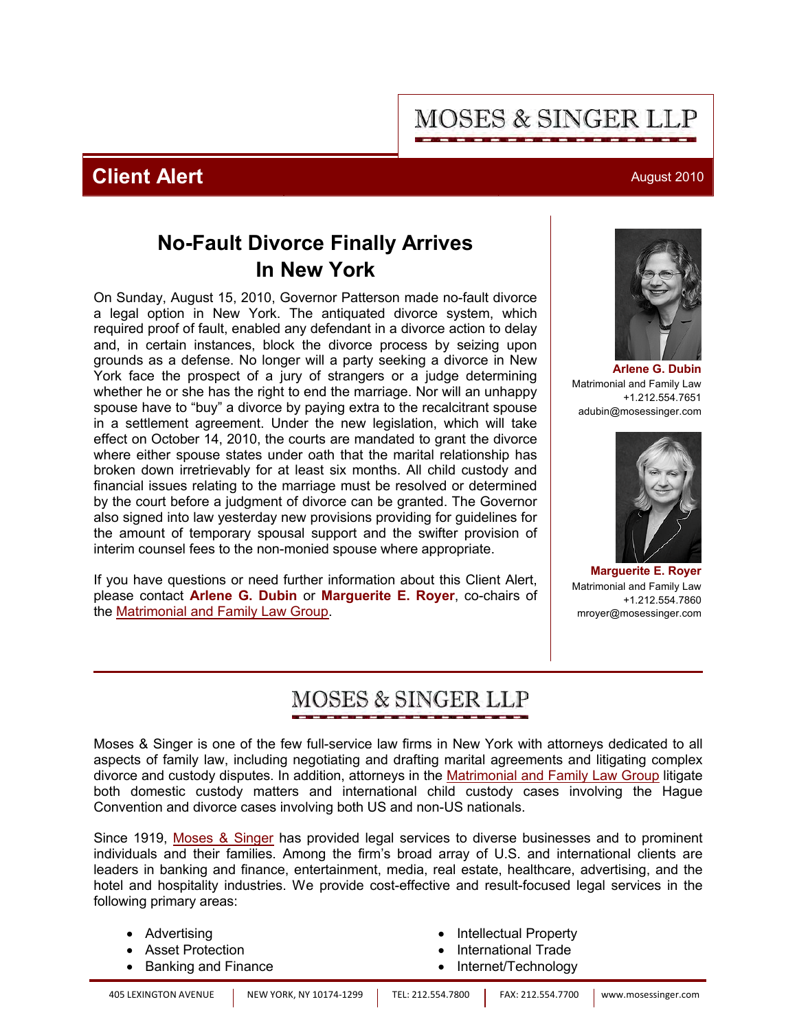MOSES & SINGER LLP

**Client Alert** August 2010

# No-Fault Divorce Finally Arrives In New York

On Sunday, August 15, 2010, Governor Patterson made no-fault divorce a legal option in New York. The antiquated divorce system, which required proof of fault, enabled any defendant in a divorce action to delay and, in certain instances, block the divorce process by seizing upon grounds as a defense. No longer will a party seeking a divorce in New York face the prospect of a jury of strangers or a judge determining whether he or she has the right to end the marriage. Nor will an unhappy spouse have to "buy" a divorce by paying extra to the recalcitrant spouse in a settlement agreement. Under the new legislation, which will take effect on October 14, 2010, the courts are mandated to grant the divorce where either spouse states under oath that the marital relationship has broken down irretrievably for at least six months. All child custody and financial issues relating to the marriage must be resolved or determined by the court before a judgment of divorce can be granted. The Governor also signed into law yesterday new provisions providing for guidelines for the amount of temporary spousal support and the swifter provision of interim counsel fees to the non-monied spouse where appropriate.

If you have questions or need further information about this Client Alert, please contact **Arlene G. Dubin** or **Marguerite E. Royer**, co-chairs of the Matrimonial and Family Law Group.

**Arlene G. Dubin**
Matrimonial and Family Law
+1.212.554.7651
adubin@mosessinger.com

**Marguerite E. Royer**
Matrimonial and Family Law
+1.212.554.7860
mroyer@mosessinger.com

MOSES & SINGER LLP

Moses & Singer is one of the few full-service law firms in New York with attorneys dedicated to all aspects of family law, including negotiating and drafting marital agreements and litigating complex divorce and custody disputes. In addition, attorneys in the Matrimonial and Family Law Group litigate both domestic custody matters and international child custody cases involving the Hague Convention and divorce cases involving both US and non-US nationals.

Since 1919, Moses & Singer has provided legal services to diverse businesses and to prominent individuals and their families. Among the firm's broad array of U.S. and international clients are leaders in banking and finance, entertainment, media, real estate, healthcare, advertising, and the hotel and hospitality industries. We provide cost-effective and result-focused legal services in the following primary areas:

- Advertising
- Asset Protection
- Banking and Finance
- Intellectual Property
- International Trade
- Internet/Technology

405 LEXINGTON AVENUE | NEW YORK, NY 10174-1299 | TEL: 212.554.7800 | FAX: 212.554.7700 | www.mosessinger.com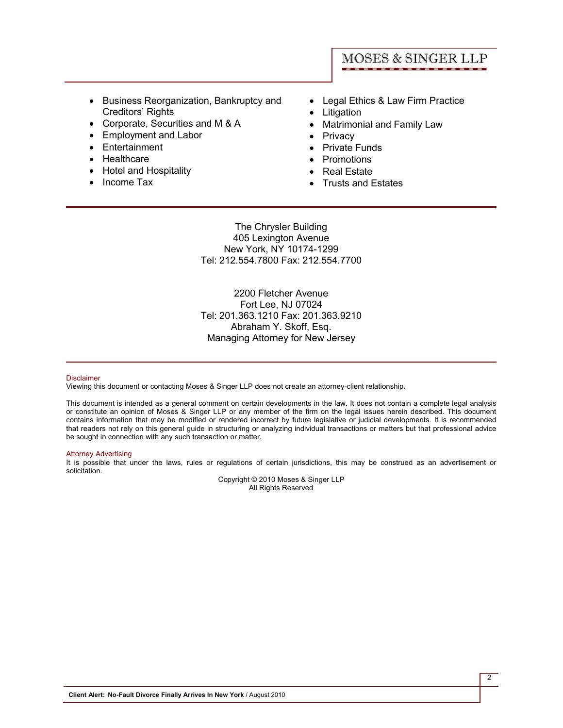- Business Reorganization, Bankruptcy and Creditors' Rights
- Corporate, Securities and M & A
- Employment and Labor
- Entertainment
- Healthcare
- Hotel and Hospitality
- Income Tax
- Legal Ethics & Law Firm Practice
- Litigation
- Matrimonial and Family Law
- Privacy
- Private Funds
- Promotions
- Real Estate
- Trusts and Estates

The Chrysler Building
405 Lexington Avenue
New York, NY 10174-1299
Tel: 212.554.7800 Fax: 212.554.7700

2200 Fletcher Avenue
Fort Lee, NJ 07024
Tel: 201.363.1210 Fax: 201.363.9210
Abraham Y. Skoff, Esq.
Managing Attorney for New Jersey

Disclaimer

Viewing this document or contacting Moses & Singer LLP does not create an attorney-client relationship.

This document is intended as a general comment on certain developments in the law. It does not contain a complete legal analysis or constitute an opinion of Moses & Singer LLP or any member of the firm on the legal issues herein described. This document contains information that may be modified or rendered incorrect by future legislative or judicial developments. It is recommended that readers not rely on this general guide in structuring or analyzing individual transactions or matters but that professional advice be sought in connection with any such transaction or matter.

Attorney Advertising

It is possible that under the laws, rules or regulations of certain jurisdictions, this may be construed as an advertisement or solicitation.

Copyright © 2010 Moses & Singer LLP
All Rights Reserved